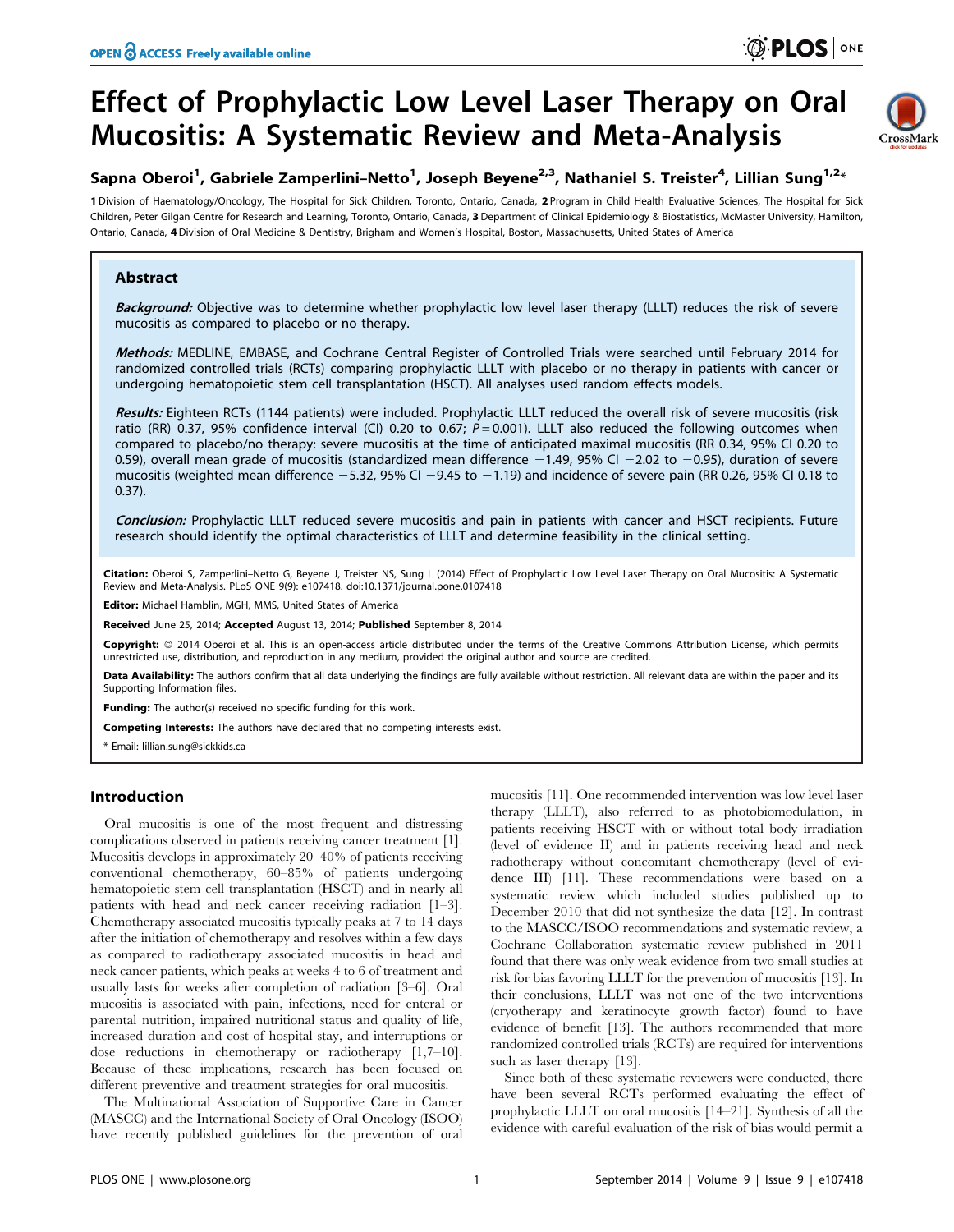# Effect of Prophylactic Low Level Laser Therapy on Oral Mucositis: A Systematic Review and Meta-Analysis

**Sapna Oberoi[1], Gabriele Zamperlini–Netto[1], Joseph Beyene[2,3], Nathaniel S. Treister[4], Lillian Sung[1,2]***

1 Division of Haematology/Oncology, The Hospital for Sick Children, Toronto, Ontario, Canada, 2 Program in Child Health Evaluative Sciences, The Hospital for Sick Children, Peter Gilgan Centre for Research and Learning, Toronto, Ontario, Canada, 3 Department of Clinical Epidemiology & Biostatistics, McMaster University, Hamilton, Ontario, Canada, 4 Division of Oral Medicine & Dentistry, Brigham and Women's Hospital, Boston, Massachusetts, United States of America

## Abstract

***Background:*** Objective was to determine whether prophylactic low level laser therapy (LLLT) reduces the risk of severe mucositis as compared to placebo or no therapy.

***Methods:*** MEDLINE, EMBASE, and Cochrane Central Register of Controlled Trials were searched until February 2014 for randomized controlled trials (RCTs) comparing prophylactic LLLT with placebo or no therapy in patients with cancer or undergoing hematopoietic stem cell transplantation (HSCT). All analyses used random effects models.

***Results:*** Eighteen RCTs (1144 patients) were included. Prophylactic LLLT reduced the overall risk of severe mucositis (risk ratio (RR) 0.37, 95% confidence interval (CI) 0.20 to 0.67; $P = 0.001$). LLLT also reduced the following outcomes when compared to placebo/no therapy: severe mucositis at the time of anticipated maximal mucositis (RR 0.34, 95% CI 0.20 to 0.59), overall mean grade of mucositis (standardized mean difference −1.49, 95% CI −2.02 to −0.95), duration of severe mucositis (weighted mean difference −5.32, 95% CI −9.45 to −1.19) and incidence of severe pain (RR 0.26, 95% CI 0.18 to 0.37).

***Conclusion:*** Prophylactic LLLT reduced severe mucositis and pain in patients with cancer and HSCT recipients. Future research should identify the optimal characteristics of LLLT and determine feasibility in the clinical setting.

**Citation:** Oberoi S, Zamperlini–Netto G, Beyene J, Treister NS, Sung L (2014) Effect of Prophylactic Low Level Laser Therapy on Oral Mucositis: A Systematic Review and Meta-Analysis. PLoS ONE 9(9): e107418. doi:10.1371/journal.pone.0107418

**Editor:** Michael Hamblin, MGH, MMS, United States of America

**Received** June 25, 2014; **Accepted** August 13, 2014; **Published** September 8, 2014

**Copyright:** © 2014 Oberoi et al. This is an open-access article distributed under the terms of the Creative Commons Attribution License, which permits unrestricted use, distribution, and reproduction in any medium, provided the original author and source are credited.

**Data Availability:** The authors confirm that all data underlying the findings are fully available without restriction. All relevant data are within the paper and its Supporting Information files.

**Funding:** The author(s) received no specific funding for this work.

**Competing Interests:** The authors have declared that no competing interests exist.

\* Email: lillian.sung@sickkids.ca

## Introduction

Oral mucositis is one of the most frequent and distressing complications observed in patients receiving cancer treatment [1]. Mucositis develops in approximately 20–40% of patients receiving conventional chemotherapy, 60–85% of patients undergoing hematopoietic stem cell transplantation (HSCT) and in nearly all patients with head and neck cancer receiving radiation [1–3]. Chemotherapy associated mucositis typically peaks at 7 to 14 days after the initiation of chemotherapy and resolves within a few days as compared to radiotherapy associated mucositis in head and neck cancer patients, which peaks at weeks 4 to 6 of treatment and usually lasts for weeks after completion of radiation [3–6]. Oral mucositis is associated with pain, infections, need for enteral or parental nutrition, impaired nutritional status and quality of life, increased duration and cost of hospital stay, and interruptions or dose reductions in chemotherapy or radiotherapy [1,7–10]. Because of these implications, research has been focused on different preventive and treatment strategies for oral mucositis.

The Multinational Association of Supportive Care in Cancer (MASCC) and the International Society of Oral Oncology (ISOO) have recently published guidelines for the prevention of oral mucositis [11]. One recommended intervention was low level laser therapy (LLLT), also referred to as photobiomodulation, in patients receiving HSCT with or without total body irradiation (level of evidence II) and in patients receiving head and neck radiotherapy without concomitant chemotherapy (level of evidence III) [11]. These recommendations were based on a systematic review which included studies published up to December 2010 that did not synthesize the data [12]. In contrast to the MASCC/ISOO recommendations and systematic review, a Cochrane Collaboration systematic review published in 2011 found that there was only weak evidence from two small studies at risk for bias favoring LLLT for the prevention of mucositis [13]. In their conclusions, LLLT was not one of the two interventions (cryotherapy and keratinocyte growth factor) found to have evidence of benefit [13]. The authors recommended that more randomized controlled trials (RCTs) are required for interventions such as laser therapy [13].

Since both of these systematic reviewers were conducted, there have been several RCTs performed evaluating the effect of prophylactic LLLT on oral mucositis [14–21]. Synthesis of all the evidence with careful evaluation of the risk of bias would permit a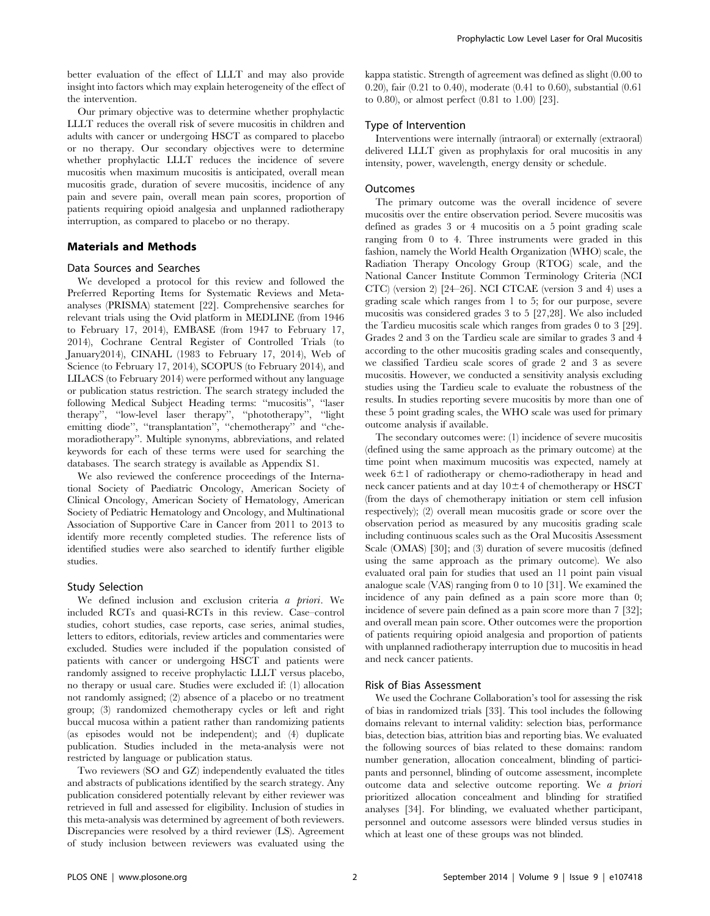better evaluation of the effect of LLLT and may also provide insight into factors which may explain heterogeneity of the effect of the intervention.

Our primary objective was to determine whether prophylactic LLLT reduces the overall risk of severe mucositis in children and adults with cancer or undergoing HSCT as compared to placebo or no therapy. Our secondary objectives were to determine whether prophylactic LLLT reduces the incidence of severe mucositis when maximum mucositis is anticipated, overall mean mucositis grade, duration of severe mucositis, incidence of any pain and severe pain, overall mean pain scores, proportion of patients requiring opioid analgesia and unplanned radiotherapy interruption, as compared to placebo or no therapy.

## Materials and Methods

### Data Sources and Searches

We developed a protocol for this review and followed the Preferred Reporting Items for Systematic Reviews and Meta-analyses (PRISMA) statement [22]. Comprehensive searches for relevant trials using the Ovid platform in MEDLINE (from 1946 to February 17, 2014), EMBASE (from 1947 to February 17, 2014), Cochrane Central Register of Controlled Trials (to January2014), CINAHL (1983 to February 17, 2014), Web of Science (to February 17, 2014), SCOPUS (to February 2014), and LILACS (to February 2014) were performed without any language or publication status restriction. The search strategy included the following Medical Subject Heading terms: "mucositis", "laser therapy", "low-level laser therapy", "phototherapy", "light emitting diode", "transplantation", "chemotherapy" and "chemoradiotherapy". Multiple synonyms, abbreviations, and related keywords for each of these terms were used for searching the databases. The search strategy is available as Appendix S1.

We also reviewed the conference proceedings of the International Society of Paediatric Oncology, American Society of Clinical Oncology, American Society of Hematology, American Society of Pediatric Hematology and Oncology, and Multinational Association of Supportive Care in Cancer from 2011 to 2013 to identify more recently completed studies. The reference lists of identified studies were also searched to identify further eligible studies.

### Study Selection

We defined inclusion and exclusion criteria *a priori*. We included RCTs and quasi-RCTs in this review. Case–control studies, cohort studies, case reports, case series, animal studies, letters to editors, editorials, review articles and commentaries were excluded. Studies were included if the population consisted of patients with cancer or undergoing HSCT and patients were randomly assigned to receive prophylactic LLLT versus placebo, no therapy or usual care. Studies were excluded if: (1) allocation not randomly assigned; (2) absence of a placebo or no treatment group; (3) randomized chemotherapy cycles or left and right buccal mucosa within a patient rather than randomizing patients (as episodes would not be independent); and (4) duplicate publication. Studies included in the meta-analysis were not restricted by language or publication status.

Two reviewers (SO and GZ) independently evaluated the titles and abstracts of publications identified by the search strategy. Any publication considered potentially relevant by either reviewer was retrieved in full and assessed for eligibility. Inclusion of studies in this meta-analysis was determined by agreement of both reviewers. Discrepancies were resolved by a third reviewer (LS). Agreement of study inclusion between reviewers was evaluated using the kappa statistic. Strength of agreement was defined as slight (0.00 to 0.20), fair (0.21 to 0.40), moderate (0.41 to 0.60), substantial (0.61 to 0.80), or almost perfect (0.81 to 1.00) [23].

### Type of Intervention

Interventions were internally (intraoral) or externally (extraoral) delivered LLLT given as prophylaxis for oral mucositis in any intensity, power, wavelength, energy density or schedule.

### Outcomes

The primary outcome was the overall incidence of severe mucositis over the entire observation period. Severe mucositis was defined as grades 3 or 4 mucositis on a 5 point grading scale ranging from 0 to 4. Three instruments were graded in this fashion, namely the World Health Organization (WHO) scale, the Radiation Therapy Oncology Group (RTOG) scale, and the National Cancer Institute Common Terminology Criteria (NCI CTC) (version 2) [24–26]. NCI CTCAE (version 3 and 4) uses a grading scale which ranges from 1 to 5; for our purpose, severe mucositis was considered grades 3 to 5 [27,28]. We also included the Tardieu mucositis scale which ranges from grades 0 to 3 [29]. Grades 2 and 3 on the Tardieu scale are similar to grades 3 and 4 according to the other mucositis grading scales and consequently, we classified Tardieu scale scores of grade 2 and 3 as severe mucositis. However, we conducted a sensitivity analysis excluding studies using the Tardieu scale to evaluate the robustness of the results. In studies reporting severe mucositis by more than one of these 5 point grading scales, the WHO scale was used for primary outcome analysis if available.

The secondary outcomes were: (1) incidence of severe mucositis (defined using the same approach as the primary outcome) at the time point when maximum mucositis was expected, namely at week 6±1 of radiotherapy or chemo-radiotherapy in head and neck cancer patients and at day 10±4 of chemotherapy or HSCT (from the days of chemotherapy initiation or stem cell infusion respectively); (2) overall mean mucositis grade or score over the observation period as measured by any mucositis grading scale including continuous scales such as the Oral Mucositis Assessment Scale (OMAS) [30]; and (3) duration of severe mucositis (defined using the same approach as the primary outcome). We also evaluated oral pain for studies that used an 11 point pain visual analogue scale (VAS) ranging from 0 to 10 [31]. We examined the incidence of any pain defined as a pain score more than 0; incidence of severe pain defined as a pain score more than 7 [32]; and overall mean pain score. Other outcomes were the proportion of patients requiring opioid analgesia and proportion of patients with unplanned radiotherapy interruption due to mucositis in head and neck cancer patients.

### Risk of Bias Assessment

We used the Cochrane Collaboration's tool for assessing the risk of bias in randomized trials [33]. This tool includes the following domains relevant to internal validity: selection bias, performance bias, detection bias, attrition bias and reporting bias. We evaluated the following sources of bias related to these domains: random number generation, allocation concealment, blinding of participants and personnel, blinding of outcome assessment, incomplete outcome data and selective outcome reporting. We *a priori* prioritized allocation concealment and blinding for stratified analyses [34]. For blinding, we evaluated whether participant, personnel and outcome assessors were blinded versus studies in which at least one of these groups was not blinded.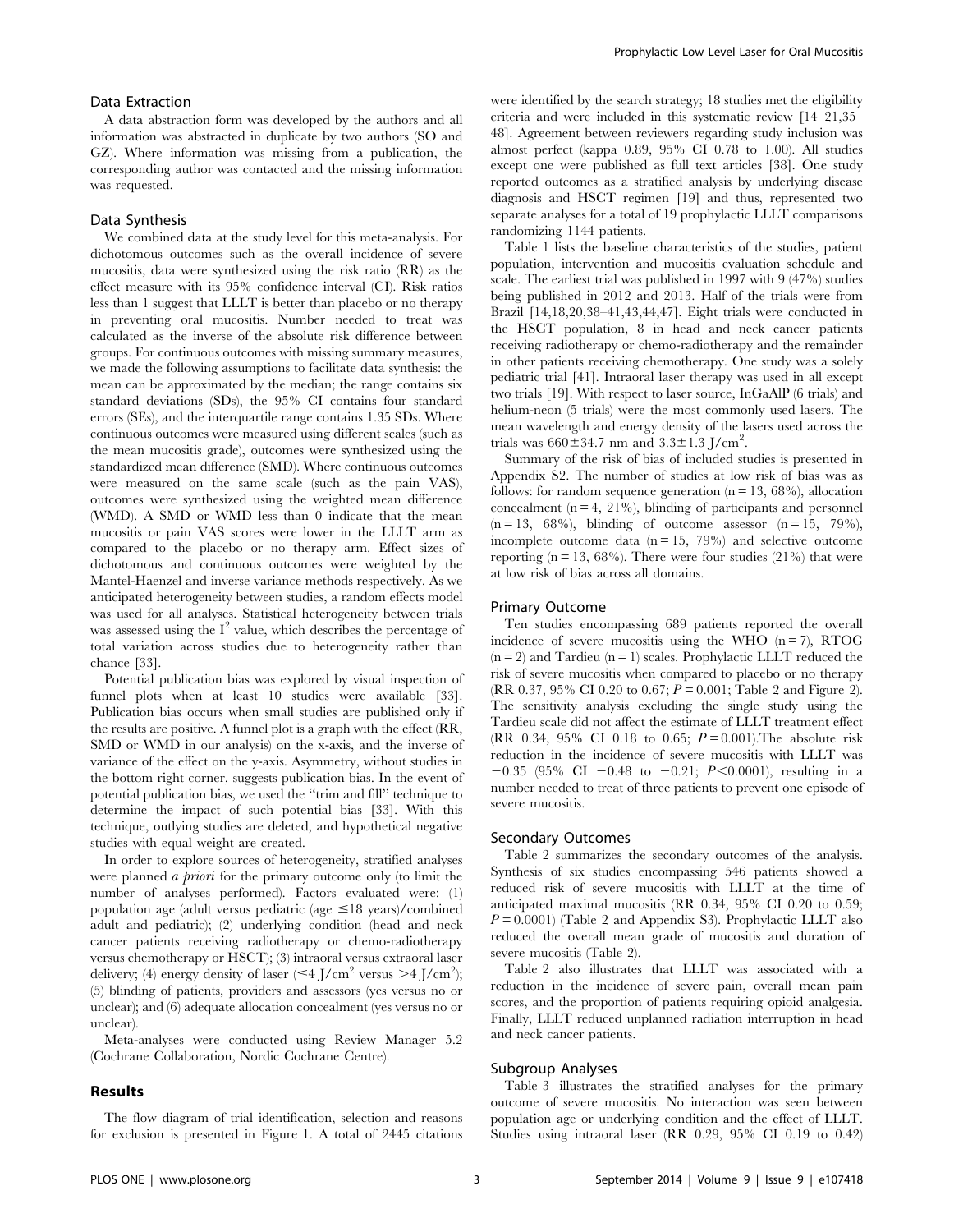### Data Extraction

A data abstraction form was developed by the authors and all information was abstracted in duplicate by two authors (SO and GZ). Where information was missing from a publication, the corresponding author was contacted and the missing information was requested.

### Data Synthesis

We combined data at the study level for this meta-analysis. For dichotomous outcomes such as the overall incidence of severe mucositis, data were synthesized using the risk ratio (RR) as the effect measure with its 95% confidence interval (CI). Risk ratios less than 1 suggest that LLLT is better than placebo or no therapy in preventing oral mucositis. Number needed to treat was calculated as the inverse of the absolute risk difference between groups. For continuous outcomes with missing summary measures, we made the following assumptions to facilitate data synthesis: the mean can be approximated by the median; the range contains six standard deviations (SDs), the 95% CI contains four standard errors (SEs), and the interquartile range contains 1.35 SDs. Where continuous outcomes were measured using different scales (such as the mean mucositis grade), outcomes were synthesized using the standardized mean difference (SMD). Where continuous outcomes were measured on the same scale (such as the pain VAS), outcomes were synthesized using the weighted mean difference (WMD). A SMD or WMD less than 0 indicate that the mean mucositis or pain VAS scores were lower in the LLLT arm as compared to the placebo or no therapy arm. Effect sizes of dichotomous and continuous outcomes were weighted by the Mantel-Haenzel and inverse variance methods respectively. As we anticipated heterogeneity between studies, a random effects model was used for all analyses. Statistical heterogeneity between trials was assessed using the $I^2$ value, which describes the percentage of total variation across studies due to heterogeneity rather than chance [33].

Potential publication bias was explored by visual inspection of funnel plots when at least 10 studies were available [33]. Publication bias occurs when small studies are published only if the results are positive. A funnel plot is a graph with the effect (RR, SMD or WMD in our analysis) on the x-axis, and the inverse of variance of the effect on the y-axis. Asymmetry, without studies in the bottom right corner, suggests publication bias. In the event of potential publication bias, we used the "trim and fill" technique to determine the impact of such potential bias [33]. With this technique, outlying studies are deleted, and hypothetical negative studies with equal weight are created.

In order to explore sources of heterogeneity, stratified analyses were planned *a priori* for the primary outcome only (to limit the number of analyses performed). Factors evaluated were: (1) population age (adult versus pediatric (age ≤18 years)/combined adult and pediatric); (2) underlying condition (head and neck cancer patients receiving radiotherapy or chemo-radiotherapy versus chemotherapy or HSCT); (3) intraoral versus extraoral laser delivery; (4) energy density of laser (≤4 J/cm$^2$ versus >4 J/cm$^2$); (5) blinding of patients, providers and assessors (yes versus no or unclear); and (6) adequate allocation concealment (yes versus no or unclear).

Meta-analyses were conducted using Review Manager 5.2 (Cochrane Collaboration, Nordic Cochrane Centre).

## Results

The flow diagram of trial identification, selection and reasons for exclusion is presented in Figure 1. A total of 2445 citations were identified by the search strategy; 18 studies met the eligibility criteria and were included in this systematic review [14–21,35–48]. Agreement between reviewers regarding study inclusion was almost perfect (kappa 0.89, 95% CI 0.78 to 1.00). All studies except one were published as full text articles [38]. One study reported outcomes as a stratified analysis by underlying disease diagnosis and HSCT regimen [19] and thus, represented two separate analyses for a total of 19 prophylactic LLLT comparisons randomizing 1144 patients.

Table 1 lists the baseline characteristics of the studies, patient population, intervention and mucositis evaluation schedule and scale. The earliest trial was published in 1997 with 9 (47%) studies being published in 2012 and 2013. Half of the trials were from Brazil [14,18,20,38–41,43,44,47]. Eight trials were conducted in the HSCT population, 8 in head and neck cancer patients receiving radiotherapy or chemo-radiotherapy and the remainder in other patients receiving chemotherapy. One study was a solely pediatric trial [41]. Intraoral laser therapy was used in all except two trials [19]. With respect to laser source, InGaAlP (6 trials) and helium-neon (5 trials) were the most commonly used lasers. The mean wavelength and energy density of the lasers used across the trials was 660±34.7 nm and 3.3±1.3 J/cm$^2$.

Summary of the risk of bias of included studies is presented in Appendix S2. The number of studies at low risk of bias was as follows: for random sequence generation (n = 13, 68%), allocation concealment (n = 4, 21%), blinding of participants and personnel (n = 13, 68%), blinding of outcome assessor (n = 15, 79%), incomplete outcome data (n = 15, 79%) and selective outcome reporting (n = 13, 68%). There were four studies (21%) that were at low risk of bias across all domains.

### Primary Outcome

Ten studies encompassing 689 patients reported the overall incidence of severe mucositis using the WHO (n = 7), RTOG (n = 2) and Tardieu (n = 1) scales. Prophylactic LLLT reduced the risk of severe mucositis when compared to placebo or no therapy (RR 0.37, 95% CI 0.20 to 0.67; $P = 0.001$; Table 2 and Figure 2). The sensitivity analysis excluding the single study using the Tardieu scale did not affect the estimate of LLLT treatment effect (RR 0.34, 95% CI 0.18 to 0.65; $P = 0.001$).The absolute risk reduction in the incidence of severe mucositis with LLLT was −0.35 (95% CI −0.48 to −0.21; $P < 0.0001$), resulting in a number needed to treat of three patients to prevent one episode of severe mucositis.

### Secondary Outcomes

Table 2 summarizes the secondary outcomes of the analysis. Synthesis of six studies encompassing 546 patients showed a reduced risk of severe mucositis with LLLT at the time of anticipated maximal mucositis (RR 0.34, 95% CI 0.20 to 0.59; $P = 0.0001$) (Table 2 and Appendix S3). Prophylactic LLLT also reduced the overall mean grade of mucositis and duration of severe mucositis (Table 2).

Table 2 also illustrates that LLLT was associated with a reduction in the incidence of severe pain, overall mean pain scores, and the proportion of patients requiring opioid analgesia. Finally, LLLT reduced unplanned radiation interruption in head and neck cancer patients.

### Subgroup Analyses

Table 3 illustrates the stratified analyses for the primary outcome of severe mucositis. No interaction was seen between population age or underlying condition and the effect of LLLT. Studies using intraoral laser (RR 0.29, 95% CI 0.19 to 0.42)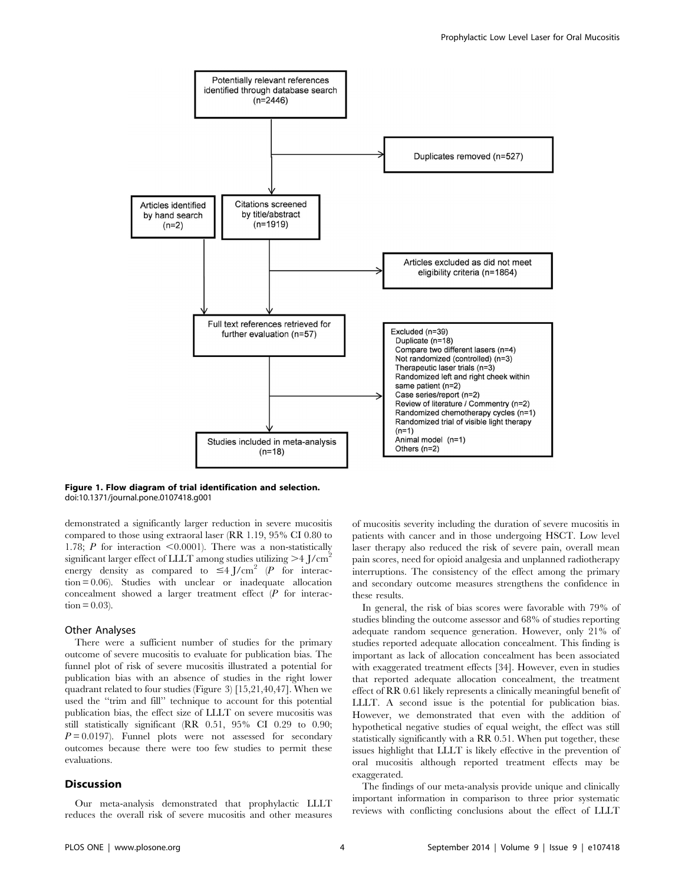Potentially relevant references identified through database search (n=2446)

Duplicates removed (n=527)

Articles identified by hand search (n=2)

Citations screened by title/abstract (n=1919)

Articles excluded as did not meet eligibility criteria (n=1864)

Full text references retrieved for further evaluation (n=57)

Excluded (n=39)
- Duplicate (n=18)
- Compare two different lasers (n=4)
- Not randomized (controlled) (n=3)
- Therapeutic laser trials (n=3)
- Randomized left and right cheek within same patient (n=2)
- Case series/report (n=2)
- Review of literature / Commentry (n=2)
- Randomized chemotherapy cycles (n=1)
- Randomized trial of visible light therapy (n=1)
- Animal model (n=1)
- Others (n=2)

Studies included in meta-analysis (n=18)

**Figure 1. Flow diagram of trial identification and selection.**
doi:10.1371/journal.pone.0107418.g001

demonstrated a significantly larger reduction in severe mucositis compared to those using extraoral laser (RR 1.19, 95% CI 0.80 to 1.78; *P* for interaction <0.0001). There was a non-statistically significant larger effect of LLLT among studies utilizing $>4$ J/cm$^2$ energy density as compared to $\leq 4$ J/cm$^2$ (*P* for interaction = 0.06). Studies with unclear or inadequate allocation concealment showed a larger treatment effect (*P* for interaction = 0.03).

### Other Analyses

There were a sufficient number of studies for the primary outcome of severe mucositis to evaluate for publication bias. The funnel plot of risk of severe mucositis illustrated a potential for publication bias with an absence of studies in the right lower quadrant related to four studies (Figure 3) [15,21,40,47]. When we used the ''trim and fill'' technique to account for this potential publication bias, the effect size of LLLT on severe mucositis was still statistically significant (RR 0.51, 95% CI 0.29 to 0.90; *P* = 0.0197). Funnel plots were not assessed for secondary outcomes because there were too few studies to permit these evaluations.

## Discussion

Our meta-analysis demonstrated that prophylactic LLLT reduces the overall risk of severe mucositis and other measures of mucositis severity including the duration of severe mucositis in patients with cancer and in those undergoing HSCT. Low level laser therapy also reduced the risk of severe pain, overall mean pain scores, need for opioid analgesia and unplanned radiotherapy interruptions. The consistency of the effect among the primary and secondary outcome measures strengthens the confidence in these results.

In general, the risk of bias scores were favorable with 79% of studies blinding the outcome assessor and 68% of studies reporting adequate random sequence generation. However, only 21% of studies reported adequate allocation concealment. This finding is important as lack of allocation concealment has been associated with exaggerated treatment effects [34]. However, even in studies that reported adequate allocation concealment, the treatment effect of RR 0.61 likely represents a clinically meaningful benefit of LLLT. A second issue is the potential for publication bias. However, we demonstrated that even with the addition of hypothetical negative studies of equal weight, the effect was still statistically significantly with a RR 0.51. When put together, these issues highlight that LLLT is likely effective in the prevention of oral mucositis although reported treatment effects may be exaggerated.

The findings of our meta-analysis provide unique and clinically important information in comparison to three prior systematic reviews with conflicting conclusions about the effect of LLLT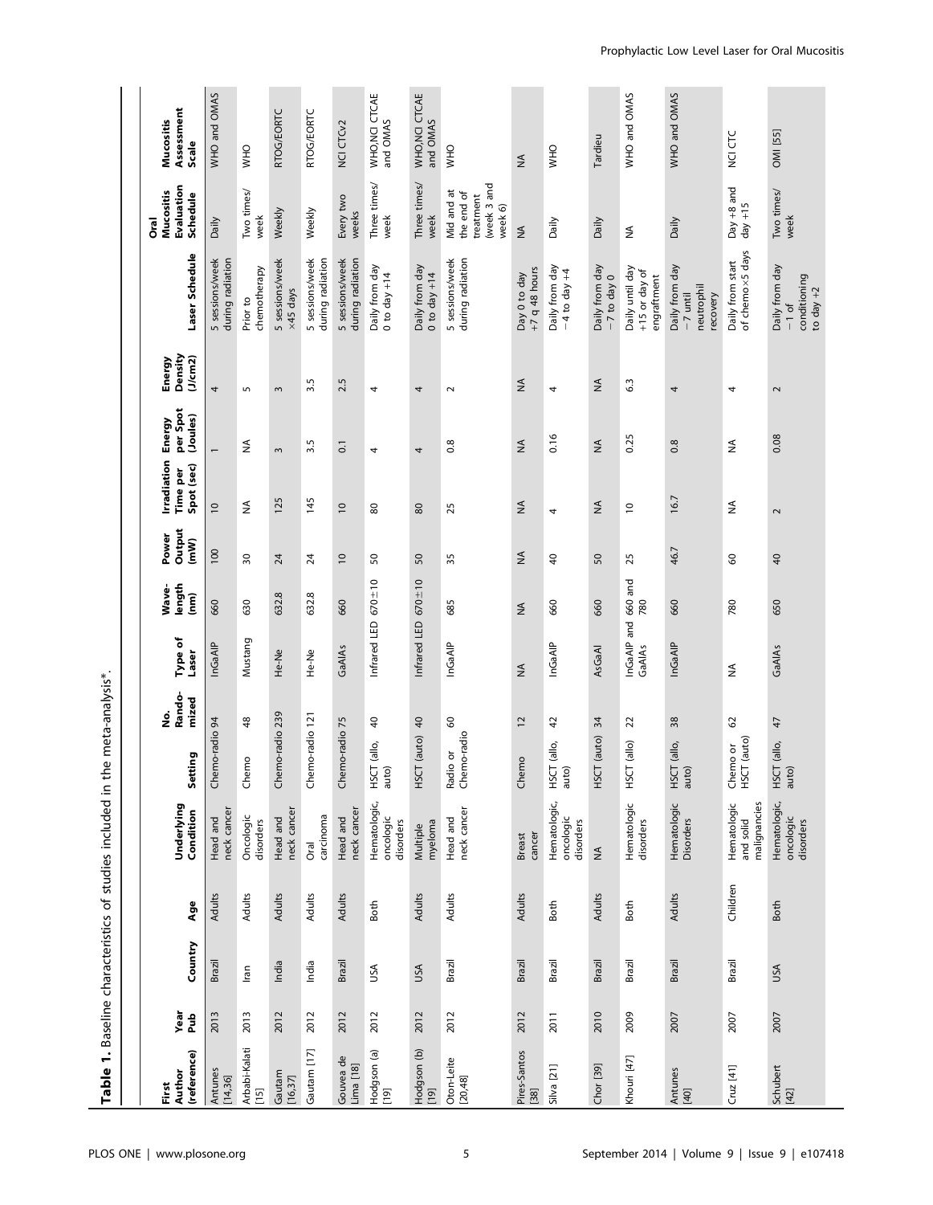**Table 1.** Baseline characteristics of studies included in the meta-analysis*.

| First Author (reference) | Year Pub | Country | Age | Underlying Condition | Setting | No. Randomized | Type of Laser | Wave-length (nm) | Power Output (mW) | Irradiation Time per Spot (sec) | Energy per Spot (Joules) | Energy Density (J/cm2) | Laser Schedule | Oral Mucositis Evaluation Schedule | Mucositis Assessment Scale |
|---|---|---|---|---|---|---|---|---|---|---|---|---|---|---|---|
| Antunes [14,36] | 2013 | Brazil | Adults | Head and neck cancer | Chemo-radio | 94 | InGaAlP | 660 | 100 | 10 | 1 | 4 | 5 sessions/week during radiation | Daily | WHO and OMAS |
| Arbabi-Kalati [15] | 2013 | Iran | Adults | Oncologic disorders | Chemo | 48 | Mustang | 630 | 30 | NA | NA | 5 | Prior to chemotherapy | Two times/ week | WHO |
| Gautam [16,37] | 2012 | India | Adults | Head and neck cancer | Chemo-radio | 239 | He-Ne | 632.8 | 24 | 125 | 3 | 3 | 5 sessions/week ×45 days | Weekly | RTOG/EORTC |
| Gautam [17] | 2012 | India | Adults | Oral carcinoma | Chemo-radio | 121 | He-Ne | 632.8 | 24 | 145 | 3.5 | 3.5 | 5 sessions/week during radiation | Weekly | RTOG/EORTC |
| Gouvea de Lima [18] | 2012 | Brazil | Adults | Head and neck cancer | Chemo-radio | 75 | GaAlAs | 660 | 10 | 10 | 0.1 | 2.5 | 5 sessions/week during radiation | Every two weeks | NCI CTCv2 |
| Hodgson (a) [19] | 2012 | USA | Both | Hematologic, oncologic disorders | HSCT (allo, auto) | 40 | Infrared LED | 670±10 | 50 | 80 | 4 | 4 | Daily from day 0 to day +14 | Three times/ week | WHO,NCI CTCAE and OMAS |
| Hodgson (b) [19] | 2012 | USA | Adults | Multiple myeloma | HSCT (auto) | 40 | Infrared LED | 670±10 | 50 | 80 | 4 | 4 | Daily from day 0 to day +14 | Three times/ week | WHO,NCI CTCAE and OMAS |
| Oton-Leite [20,48] | 2012 | Brazil | Adults | Head and neck cancer | Radio or Chemo-radio | 60 | InGaAlP | 685 | 35 | 25 | 0.8 | 2 | 5 sessions/week during radiation | Mid and at the end of treatment (week 3 and week 6) | WHO |
| Pires-Santos [38] | 2012 | Brazil | Adults | Breast cancer | Chemo | 12 | NA | NA | NA | NA | NA | NA | Day 0 to day +7 q 48 hours | NA | NA |
| Silva [21] | 2011 | Brazil | Both | Hematologic, oncologic disorders | HSCT (allo, auto) | 42 | InGaAlP | 660 | 40 | 4 | 0.16 | 4 | Daily from day −4 to day +4 | Daily | WHO |
| Chor [39] | 2010 | Brazil | Adults | NA | HSCT (auto) | 34 | AsGaAl | 660 | 50 | NA | NA | NA | Daily from day −7 to day 0 | Daily | Tardieu |
| Khouri [47] | 2009 | Brazil | Both | Hematologic disorders | HSCT (allo) | 22 | InGaAlP and GaAlAs | 660 and 780 | 25 | 10 | 0.25 | 6.3 | Daily until day +15 or day of engraftment | NA | WHO and OMAS |
| Antunes [40] | 2007 | Brazil | Adults | Hematologic Disorders | HSCT (allo, auto) | 38 | InGaAlP | 660 | 46.7 | 16.7 | 0.8 | 4 | Daily from day −7 until neutrophil recovery | Daily | WHO and OMAS |
| Cruz [41] | 2007 | Brazil | Children | Hematologic and solid malignancies | Chemo or HSCT (auto) | 62 | NA | 780 | 60 | NA | NA | 4 | Daily from start of chemo×5 days | Day +8 and day +15 | NCI CTC |
| Schubert [42] | 2007 | USA | Both | Hematologic, oncologic disorders | HSCT (allo, auto) | 47 | GaAlAs | 650 | 40 | 2 | 0.08 | 2 | Daily from day −1 of conditioning to day +2 | Two times/ week | OMI [55] |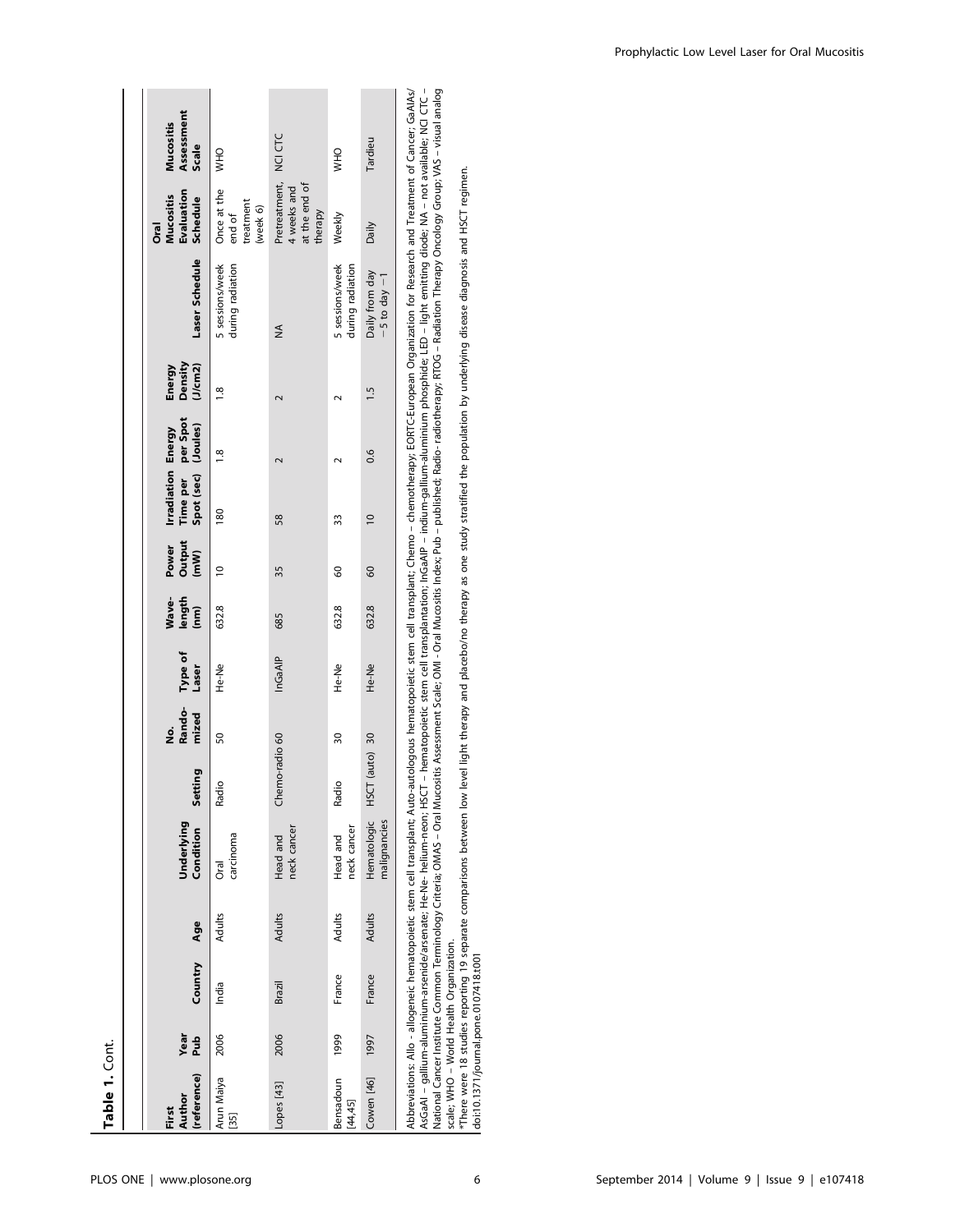**Table 1.** Cont.

| First Author (reference) | Year Pub | Country | Age | Underlying Condition | Setting | No. Rando-mized | Type of Laser | Wave-length (nm) | Power Output (mW) | Irradiation Time per Spot (sec) | Energy per Spot (Joules) | Energy Density (J/cm2) | Laser Schedule | Oral Mucositis Evaluation Schedule | Mucositis Assessment Scale |
|---|---|---|---|---|---|---|---|---|---|---|---|---|---|---|---|
| Arun Maiya [35] | 2006 | India | Adults | Oral carcinoma | Radio | 50 | He-Ne | 632.8 | 10 | 180 | 1.8 | 1.8 | 5 sessions/week during radiation | Once at the end of treatment (week 6) | WHO |
| Lopes [43] | 2006 | Brazil | Adults | Head and neck cancer | Chemo-radio | 60 | InGaAlP | 685 | 35 | 58 | 2 | 2 | NA | Pretreatment, 4 weeks and at the end of therapy | NCI CTC |
| Bensadoun [44,45] | 1999 | France | Adults | Head and neck cancer | Radio | 30 | He-Ne | 632.8 | 60 | 33 | 2 | 2 | 5 sessions/week during radiation | Weekly | WHO |
| Cowen [46] | 1997 | France | Adults | Hematologic malignancies | HSCT (auto) | 30 | He-Ne | 632.8 | 60 | 10 | 0.6 | 1.5 | Daily from day −5 to day −1 | Daily | Tardieu |

Abbreviations: Allo - allogeneic hematopoietic stem cell transplant; Auto-autologous hematopoietic stem cell transplant; Chemo – chemotherapy; EORTC-European Organization for Research and Treatment of Cancer; GaAlAs/AsGaAl – gallium-aluminium-arsenide/arsenate; He-Ne- helium-neon; HSCT – hematopoietic stem cell transplantation; InGaAlP – indium-gallium-aluminium phosphide; LED – light emitting diode; NA – not available; NCI CTC – National Cancer Institute Common Terminology Criteria; OMAS – Oral Mucositis Assessment Scale; OMI - Oral Mucositis Index; Pub – published; Radio- radiotherapy; RTOG – Radiation Therapy Oncology Group; VAS – visual analog scale; WHO – World Health Organization.

*There were 18 studies reporting 19 separate comparisons between low level light therapy and placebo/no therapy as one study stratified the population by underlying disease diagnosis and HSCT regimen.

doi:10.1371/journal.pone.0107418.t001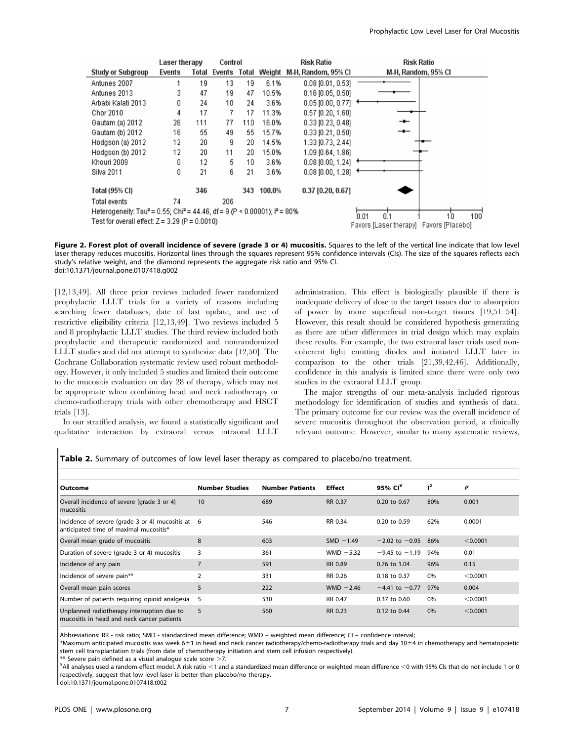| Study or Subgroup | Laser therapy Events | Laser therapy Total | Control Events | Control Total | Weight | Risk Ratio M-H, Random, 95% CI |
|---|---|---|---|---|---|---|
| Antunes 2007 | 1 | 19 | 13 | 19 | 6.1% | 0.08 [0.01, 0.53] |
| Antunes 2013 | 3 | 47 | 19 | 47 | 10.5% | 0.16 [0.05, 0.50] |
| Arbabi Kalati 2013 | 0 | 24 | 10 | 24 | 3.6% | 0.05 [0.00, 0.77] |
| Chor 2010 | 4 | 17 | 7 | 17 | 11.3% | 0.57 [0.20, 1.60] |
| Gautam (a) 2012 | 26 | 111 | 77 | 110 | 16.0% | 0.33 [0.23, 0.48] |
| Gautam (b) 2012 | 16 | 55 | 49 | 55 | 15.7% | 0.33 [0.21, 0.50] |
| Hodgson (a) 2012 | 12 | 20 | 9 | 20 | 14.5% | 1.33 [0.73, 2.44] |
| Hodgson (b) 2012 | 12 | 20 | 11 | 20 | 15.0% | 1.09 [0.64, 1.86] |
| Khouri 2009 | 0 | 12 | 5 | 10 | 3.6% | 0.08 [0.00, 1.24] |
| Silva 2011 | 0 | 21 | 6 | 21 | 3.6% | 0.08 [0.00, 1.28] |
| **Total (95% CI)** | | **346** | | **343** | **100.0%** | **0.37 [0.20, 0.67]** |
| Total events | 74 | | 206 | | | |

Heterogeneity: $Tau^2 = 0.55$; $Chi^2 = 44.46$, df = 9 ($P < 0.00001$); $I^2 = 80\%$

Test for overall effect: $Z = 3.29$ ($P = 0.0010$)

Favors [Laser therapy] Favors [Placebo]

**Figure 2. Forest plot of overall incidence of severe (grade 3 or 4) mucositis.** Squares to the left of the vertical line indicate that low level laser therapy reduces mucositis. Horizontal lines through the squares represent 95% confidence intervals (CIs). The size of the squares reflects each study's relative weight, and the diamond represents the aggregate risk ratio and 95% CI.
doi:10.1371/journal.pone.0107418.g002

[12,13,49]. All three prior reviews included fewer randomized prophylactic LLLT trials for a variety of reasons including searching fewer databases, date of last update, and use of restrictive eligibility criteria [12,13,49]. Two reviews included 5 and 8 prophylactic LLLT studies. The third review included both prophylactic and therapeutic randomized and nonrandomized LLLT studies and did not attempt to synthesize data [12,50]. The Cochrane Collaboration systematic review used robust methodology. However, it only included 5 studies and limited their outcome to the mucositis evaluation on day 28 of therapy, which may not be appropriate when combining head and neck radiotherapy or chemo-radiotherapy trials with other chemotherapy and HSCT trials [13].

In our stratified analysis, we found a statistically significant and qualitative interaction by extraoral versus intraoral LLLT administration. This effect is biologically plausible if there is inadequate delivery of dose to the target tissues due to absorption of power by more superficial non-target tissues [19,51–54]. However, this result should be considered hypothesis generating as there are other differences in trial design which may explain these results. For example, the two extraoral laser trials used non-coherent light emitting diodes and initiated LLLT later in comparison to the other trials [21,39,42,46]. Additionally, confidence in this analysis is limited since there were only two studies in the extraoral LLLT group.

The major strengths of our meta-analysis included rigorous methodology for identification of studies and synthesis of data. The primary outcome for our review was the overall incidence of severe mucositis throughout the observation period, a clinically relevant outcome. However, similar to many systematic reviews,

**Table 2.** Summary of outcomes of low level laser therapy as compared to placebo/no treatment.

| Outcome | Number Studies | Number Patients | Effect | 95% CI[¥] | $I^2$ | *P* |
|---|---|---|---|---|---|---|
| Overall incidence of severe (grade 3 or 4) mucositis | 10 | 689 | RR 0.37 | 0.20 to 0.67 | 80% | 0.001 |
| Incidence of severe (grade 3 or 4) mucositis at anticipated time of maximal mucositis* | 6 | 546 | RR 0.34 | 0.20 to 0.59 | 62% | 0.0001 |
| Overall mean grade of mucositis | 8 | 603 | SMD −1.49 | −2.02 to −0.95 | 86% | <0.0001 |
| Duration of severe (grade 3 or 4) mucositis | 3 | 361 | WMD −5.32 | −9.45 to −1.19 | 94% | 0.01 |
| Incidence of any pain | 7 | 591 | RR 0.89 | 0.76 to 1.04 | 96% | 0.15 |
| Incidence of severe pain** | 2 | 331 | RR 0.26 | 0.18 to 0.37 | 0% | <0.0001 |
| Overall mean pain scores | 5 | 222 | WMD −2.46 | −4.41 to −0.77 | 97% | 0.004 |
| Number of patients requiring opioid analgesia | 5 | 530 | RR 0.47 | 0.37 to 0.60 | 0% | <0.0001 |
| Unplanned radiotherapy interruption due to mucositis in head and neck cancer patients | 5 | 560 | RR 0.23 | 0.12 to 0.44 | 0% | <0.0001 |

Abbreviations: RR - risk ratio; SMD - standardized mean difference; WMD – weighted mean difference; CI – confidence interval;

*Maximum anticipated mucositis was week 6±1 in head and neck cancer radiotherapy/chemo-radiotherapy trials and day 10±4 in chemotherapy and hematopoietic stem cell transplantation trials (from date of chemotherapy initiation and stem cell infusion respectively).

** Severe pain defined as a visual analogue scale score >7.

¥All analyses used a random-effect model. A risk ratio <1 and a standardized mean difference or weighted mean difference <0 with 95% CIs that do not include 1 or 0 respectively, suggest that low level laser is better than placebo/no therapy.

doi:10.1371/journal.pone.0107418.t002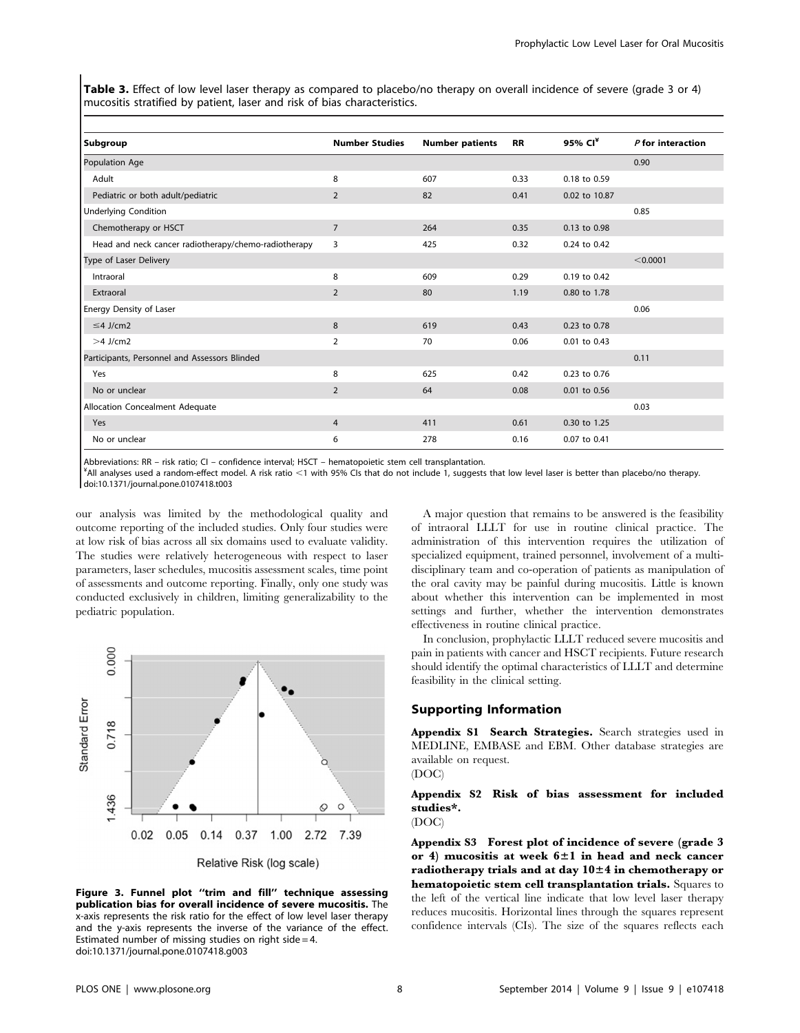**Table 3.** Effect of low level laser therapy as compared to placebo/no therapy on overall incidence of severe (grade 3 or 4) mucositis stratified by patient, laser and risk of bias characteristics.

| Subgroup | Number Studies | Number patients | RR | 95% CI[¥] | *P* for interaction |
|---|---|---|---|---|---|
| Population Age | | | | | 0.90 |
| Adult | 8 | 607 | 0.33 | 0.18 to 0.59 | |
| Pediatric or both adult/pediatric | 2 | 82 | 0.41 | 0.02 to 10.87 | |
| Underlying Condition | | | | | 0.85 |
| Chemotherapy or HSCT | 7 | 264 | 0.35 | 0.13 to 0.98 | |
| Head and neck cancer radiotherapy/chemo-radiotherapy | 3 | 425 | 0.32 | 0.24 to 0.42 | |
| Type of Laser Delivery | | | | | <0.0001 |
| Intraoral | 8 | 609 | 0.29 | 0.19 to 0.42 | |
| Extraoral | 2 | 80 | 1.19 | 0.80 to 1.78 | |
| Energy Density of Laser | | | | | 0.06 |
| ≤4 J/cm2 | 8 | 619 | 0.43 | 0.23 to 0.78 | |
| >4 J/cm2 | 2 | 70 | 0.06 | 0.01 to 0.43 | |
| Participants, Personnel and Assessors Blinded | | | | | 0.11 |
| Yes | 8 | 625 | 0.42 | 0.23 to 0.76 | |
| No or unclear | 2 | 64 | 0.08 | 0.01 to 0.56 | |
| Allocation Concealment Adequate | | | | | 0.03 |
| Yes | 4 | 411 | 0.61 | 0.30 to 1.25 | |
| No or unclear | 6 | 278 | 0.16 | 0.07 to 0.41 | |

Abbreviations: RR – risk ratio; CI – confidence interval; HSCT – hematopoietic stem cell transplantation.

[¥]All analyses used a random-effect model. A risk ratio <1 with 95% CIs that do not include 1, suggests that low level laser is better than placebo/no therapy.

doi:10.1371/journal.pone.0107418.t003

our analysis was limited by the methodological quality and outcome reporting of the included studies. Only four studies were at low risk of bias across all six domains used to evaluate validity. The studies were relatively heterogeneous with respect to laser parameters, laser schedules, mucositis assessment scales, time point of assessments and outcome reporting. Finally, only one study was conducted exclusively in children, limiting generalizability to the pediatric population.

**Figure 3. Funnel plot "trim and fill" technique assessing publication bias for overall incidence of severe mucositis.** The x-axis represents the risk ratio for the effect of low level laser therapy and the y-axis represents the inverse of the variance of the effect. Estimated number of missing studies on right side = 4.
doi:10.1371/journal.pone.0107418.g003

A major question that remains to be answered is the feasibility of intraoral LLLT for use in routine clinical practice. The administration of this intervention requires the utilization of specialized equipment, trained personnel, involvement of a multi-disciplinary team and co-operation of patients as manipulation of the oral cavity may be painful during mucositis. Little is known about whether this intervention can be implemented in most settings and further, whether the intervention demonstrates effectiveness in routine clinical practice.

In conclusion, prophylactic LLLT reduced severe mucositis and pain in patients with cancer and HSCT recipients. Future research should identify the optimal characteristics of LLLT and determine feasibility in the clinical setting.

## Supporting Information

**Appendix S1 Search Strategies.** Search strategies used in MEDLINE, EMBASE and EBM. Other database strategies are available on request.
(DOC)

**Appendix S2 Risk of bias assessment for included studies*.**
(DOC)

**Appendix S3 Forest plot of incidence of severe (grade 3 or 4) mucositis at week 6±1 in head and neck cancer radiotherapy trials and at day 10±4 in chemotherapy or hematopoietic stem cell transplantation trials.** Squares to the left of the vertical line indicate that low level laser therapy reduces mucositis. Horizontal lines through the squares represent confidence intervals (CIs). The size of the squares reflects each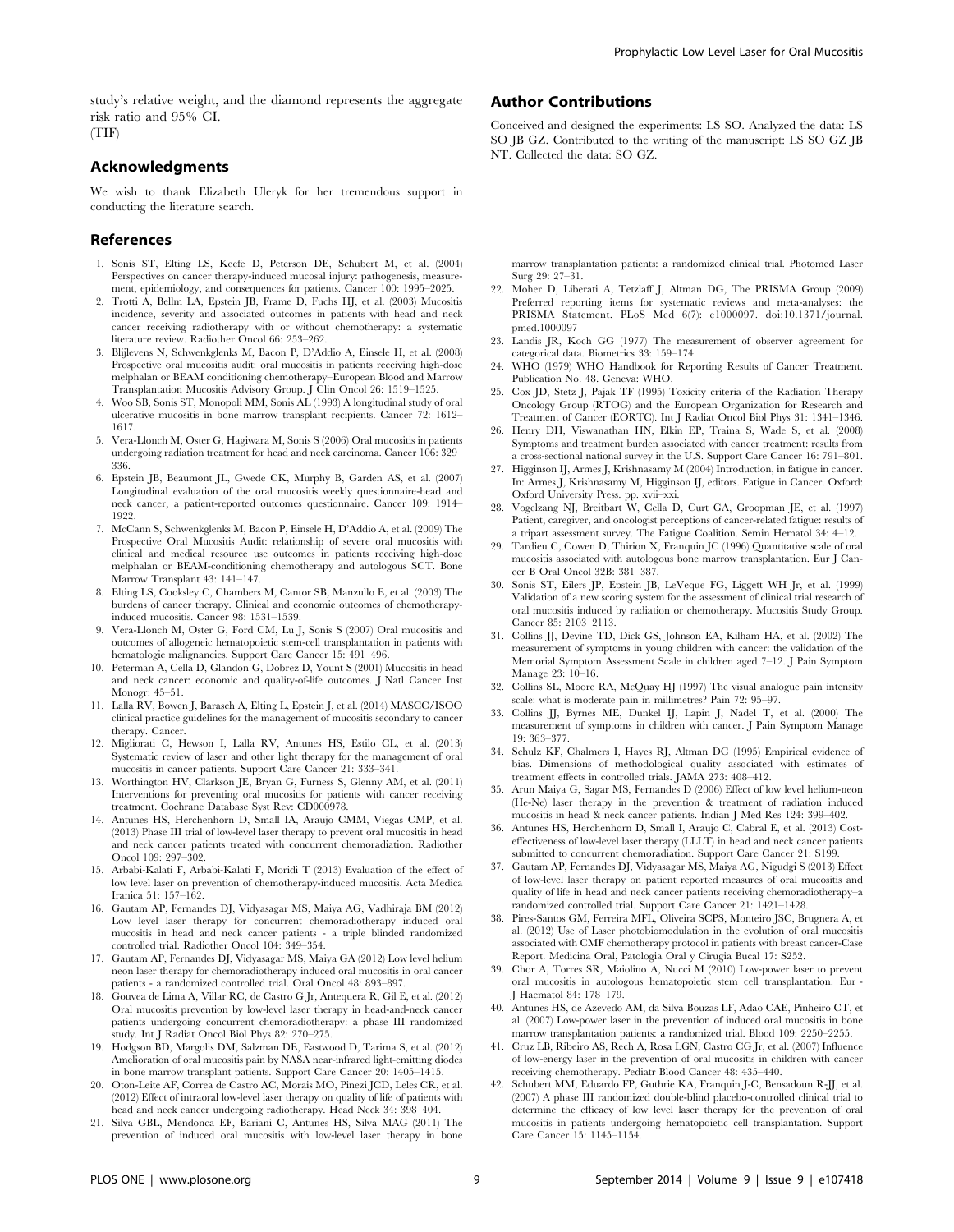study's relative weight, and the diamond represents the aggregate risk ratio and 95% CI.
(TIF)

## Acknowledgments

We wish to thank Elizabeth Uleryk for her tremendous support in conducting the literature search.

## Author Contributions

Conceived and designed the experiments: LS SO. Analyzed the data: LS SO JB GZ. Contributed to the writing of the manuscript: LS SO GZ JB NT. Collected the data: SO GZ.

## References

1. Sonis ST, Elting LS, Keefe D, Peterson DE, Schubert M, et al. (2004) Perspectives on cancer therapy-induced mucosal injury: pathogenesis, measurement, epidemiology, and consequences for patients. Cancer 100: 1995–2025.
2. Trotti A, Bellm LA, Epstein JB, Frame D, Fuchs HJ, et al. (2003) Mucositis incidence, severity and associated outcomes in patients with head and neck cancer receiving radiotherapy with or without chemotherapy: a systematic literature review. Radiother Oncol 66: 253–262.
3. Blijlevens N, Schwenkglenks M, Bacon P, D'Addio A, Einsele H, et al. (2008) Prospective oral mucositis audit: oral mucositis in patients receiving high-dose melphalan or BEAM conditioning chemotherapy–European Blood and Marrow Transplantation Mucositis Advisory Group. J Clin Oncol 26: 1519–1525.
4. Woo SB, Sonis ST, Monopoli MM, Sonis AL (1993) A longitudinal study of oral ulcerative mucositis in bone marrow transplant recipients. Cancer 72: 1612–1617.
5. Vera-Llonch M, Oster G, Hagiwara M, Sonis S (2006) Oral mucositis in patients undergoing radiation treatment for head and neck carcinoma. Cancer 106: 329–336.
6. Epstein JB, Beaumont JL, Gwede CK, Murphy B, Garden AS, et al. (2007) Longitudinal evaluation of the oral mucositis weekly questionnaire-head and neck cancer, a patient-reported outcomes questionnaire. Cancer 109: 1914–1922.
7. McCann S, Schwenkglenks M, Bacon P, Einsele H, D'Addio A, et al. (2009) The Prospective Oral Mucositis Audit: relationship of severe oral mucositis with clinical and medical resource use outcomes in patients receiving high-dose melphalan or BEAM-conditioning chemotherapy and autologous SCT. Bone Marrow Transplant 43: 141–147.
8. Elting LS, Cooksley C, Chambers M, Cantor SB, Manzullo E, et al. (2003) The burdens of cancer therapy. Clinical and economic outcomes of chemotherapy-induced mucositis. Cancer 98: 1531–1539.
9. Vera-Llonch M, Oster G, Ford CM, Lu J, Sonis S (2007) Oral mucositis and outcomes of allogeneic hematopoietic stem-cell transplantation in patients with hematologic malignancies. Support Care Cancer 15: 491–496.
10. Peterman A, Cella D, Glandon G, Dobrez D, Yount S (2001) Mucositis in head and neck cancer: economic and quality-of-life outcomes. J Natl Cancer Inst Monogr: 45–51.
11. Lalla RV, Bowen J, Barasch A, Elting L, Epstein J, et al. (2014) MASCC/ISOO clinical practice guidelines for the management of mucositis secondary to cancer therapy. Cancer.
12. Migliorati C, Hewson I, Lalla RV, Antunes HS, Estilo CL, et al. (2013) Systematic review of laser and other light therapy for the management of oral mucositis in cancer patients. Support Care Cancer 21: 333–341.
13. Worthington HV, Clarkson JE, Bryan G, Furness S, Glenny AM, et al. (2011) Interventions for preventing oral mucositis for patients with cancer receiving treatment. Cochrane Database Syst Rev: CD000978.
14. Antunes HS, Herchenhorn D, Small IA, Araujo CMM, Viegas CMP, et al. (2013) Phase III trial of low-level laser therapy to prevent oral mucositis in head and neck cancer patients treated with concurrent chemoradiation. Radiother Oncol 109: 297–302.
15. Arbabi-Kalati F, Arbabi-Kalati F, Moridi T (2013) Evaluation of the effect of low level laser on prevention of chemotherapy-induced mucositis. Acta Medica Iranica 51: 157–162.
16. Gautam AP, Fernandes DJ, Vidyasagar MS, Maiya AG, Vadhiraja BM (2012) Low level laser therapy for concurrent chemoradiotherapy induced oral mucositis in head and neck cancer patients - a triple blinded randomized controlled trial. Radiother Oncol 104: 349–354.
17. Gautam AP, Fernandes DJ, Vidyasagar MS, Maiya GA (2012) Low level helium neon laser therapy for chemoradiotherapy induced oral mucositis in oral cancer patients - a randomized controlled trial. Oral Oncol 48: 893–897.
18. Gouvea de Lima A, Villar RC, de Castro G Jr, Antequera R, Gil E, et al. (2012) Oral mucositis prevention by low-level laser therapy in head-and-neck cancer patients undergoing concurrent chemoradiotherapy: a phase III randomized study. Int J Radiat Oncol Biol Phys 82: 270–275.
19. Hodgson BD, Margolis DM, Salzman DE, Eastwood D, Tarima S, et al. (2012) Amelioration of oral mucositis pain by NASA near-infrared light-emitting diodes in bone marrow transplant patients. Support Care Cancer 20: 1405–1415.
20. Oton-Leite AF, Correa de Castro AC, Morais MO, Pinezi JCD, Leles CR, et al. (2012) Effect of intraoral low-level laser therapy on quality of life of patients with head and neck cancer undergoing radiotherapy. Head Neck 34: 398–404.
21. Silva GBL, Mendonca EF, Bariani C, Antunes HS, Silva MAG (2011) The prevention of induced oral mucositis with low-level laser therapy in bone marrow transplantation patients: a randomized clinical trial. Photomed Laser Surg 29: 27–31.
22. Moher D, Liberati A, Tetzlaff J, Altman DG, The PRISMA Group (2009) Preferred reporting items for systematic reviews and meta-analyses: the PRISMA Statement. PLoS Med 6(7): e1000097. doi:10.1371/journal.pmed.1000097
23. Landis JR, Koch GG (1977) The measurement of observer agreement for categorical data. Biometrics 33: 159–174.
24. WHO (1979) WHO Handbook for Reporting Results of Cancer Treatment. Publication No. 48. Geneva: WHO.
25. Cox JD, Stetz J, Pajak TF (1995) Toxicity criteria of the Radiation Therapy Oncology Group (RTOG) and the European Organization for Research and Treatment of Cancer (EORTC). Int J Radiat Oncol Biol Phys 31: 1341–1346.
26. Henry DH, Viswanathan HN, Elkin EP, Traina S, Wade S, et al. (2008) Symptoms and treatment burden associated with cancer treatment: results from a cross-sectional national survey in the U.S. Support Care Cancer 16: 791–801.
27. Higginson IJ, Armes J, Krishnasamy M (2004) Introduction, in fatigue in cancer. In: Armes J, Krishnasamy M, Higginson IJ, editors. Fatigue in Cancer. Oxford: Oxford University Press. pp. xvii–xxi.
28. Vogelzang NJ, Breitbart W, Cella D, Curt GA, Groopman JE, et al. (1997) Patient, caregiver, and oncologist perceptions of cancer-related fatigue: results of a tripart assessment survey. The Fatigue Coalition. Semin Hematol 34: 4–12.
29. Tardieu C, Cowen D, Thirion X, Franquin JC (1996) Quantitative scale of oral mucositis associated with autologous bone marrow transplantation. Eur J Cancer B Oral Oncol 32B: 381–387.
30. Sonis ST, Eilers JP, Epstein JB, LeVeque FG, Liggett WH Jr, et al. (1999) Validation of a new scoring system for the assessment of clinical trial research of oral mucositis induced by radiation or chemotherapy. Mucositis Study Group. Cancer 85: 2103–2113.
31. Collins JJ, Devine TD, Dick GS, Johnson EA, Kilham HA, et al. (2002) The measurement of symptoms in young children with cancer: the validation of the Memorial Symptom Assessment Scale in children aged 7–12. J Pain Symptom Manage 23: 10–16.
32. Collins SL, Moore RA, McQuay HJ (1997) The visual analogue pain intensity scale: what is moderate pain in millimetres? Pain 72: 95–97.
33. Collins JJ, Byrnes ME, Dunkel IJ, Lapin J, Nadel T, et al. (2000) The measurement of symptoms in children with cancer. J Pain Symptom Manage 19: 363–377.
34. Schulz KF, Chalmers I, Hayes RJ, Altman DG (1995) Empirical evidence of bias. Dimensions of methodological quality associated with estimates of treatment effects in controlled trials. JAMA 273: 408–412.
35. Arun Maiya G, Sagar MS, Fernandes D (2006) Effect of low level helium-neon (He-Ne) laser therapy in the prevention & treatment of radiation induced mucositis in head & neck cancer patients. Indian J Med Res 124: 399–402.
36. Antunes HS, Herchenhorn D, Small I, Araujo C, Cabral E, et al. (2013) Cost-effectiveness of low-level laser therapy (LLLT) in head and neck cancer patients submitted to concurrent chemoradiation. Support Care Cancer 21: S199.
37. Gautam AP, Fernandes DJ, Vidyasagar MS, Maiya AG, Nigudgi S (2013) Effect of low-level laser therapy on patient reported measures of oral mucositis and quality of life in head and neck cancer patients receiving chemoradiotherapy–a randomized controlled trial. Support Care Cancer 21: 1421–1428.
38. Pires-Santos GM, Ferreira MFL, Oliveira SCPS, Monteiro JSC, Brugnera A, et al. (2012) Use of Laser photobiomodulation in the evolution of oral mucositis associated with CMF chemotherapy protocol in patients with breast cancer-Case Report. Medicina Oral, Patologia Oral y Cirugia Bucal 17: S252.
39. Chor A, Torres SR, Maiolino A, Nucci M (2010) Low-power laser to prevent oral mucositis in autologous hematopoietic stem cell transplantation. Eur - J Haematol 84: 178–179.
40. Antunes HS, de Azevedo AM, da Silva Bouzas LF, Adao CAE, Pinheiro CT, et al. (2007) Low-power laser in the prevention of induced oral mucositis in bone marrow transplantation patients: a randomized trial. Blood 109: 2250–2255.
41. Cruz LB, Ribeiro AS, Rech A, Rosa LGN, Castro CG Jr, et al. (2007) Influence of low-energy laser in the prevention of oral mucositis in children with cancer receiving chemotherapy. Pediatr Blood Cancer 48: 435–440.
42. Schubert MM, Eduardo FP, Guthrie KA, Franquin J-C, Bensadoun R-JJ, et al. (2007) A phase III randomized double-blind placebo-controlled clinical trial to determine the efficacy of low level laser therapy for the prevention of oral mucositis in patients undergoing hematopoietic cell transplantation. Support Care Cancer 15: 1145–1154.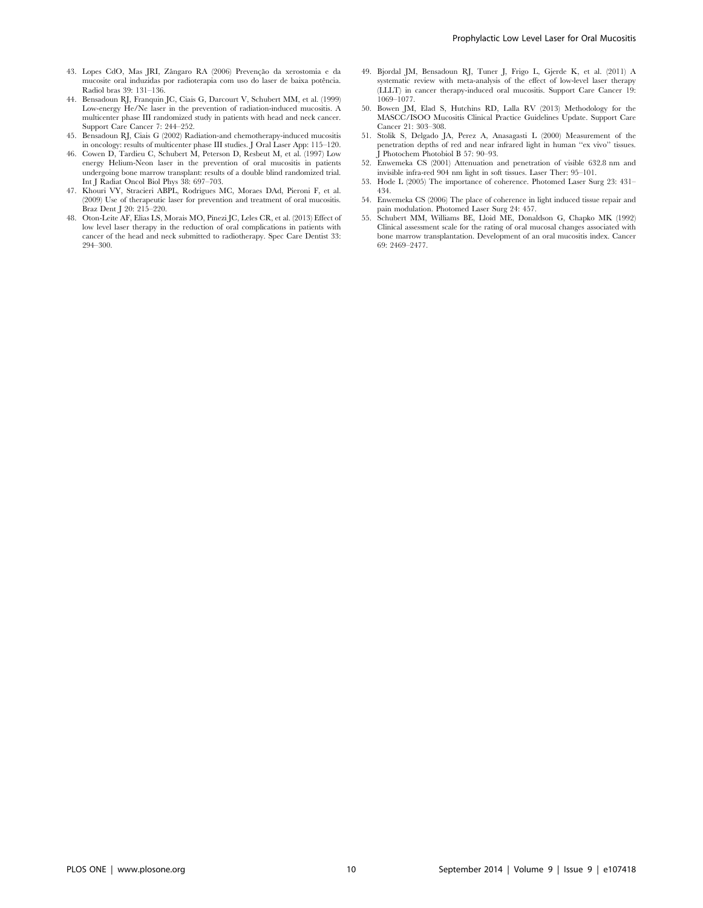43. Lopes CdO, Mas JRI, Zângaro RA (2006) Prevenção da xerostomia e da mucosite oral induzidas por radioterapia com uso do laser de baixa potência. Radiol bras 39: 131–136.
44. Bensadoun RJ, Franquin JC, Ciais G, Darcourt V, Schubert MM, et al. (1999) Low-energy He/Ne laser in the prevention of radiation-induced mucositis. A multicenter phase III randomized study in patients with head and neck cancer. Support Care Cancer 7: 244–252.
45. Bensadoun RJ, Ciais G (2002) Radiation-and chemotherapy-induced mucositis in oncology: results of multicenter phase III studies. J Oral Laser App: 115–120.
46. Cowen D, Tardieu C, Schubert M, Peterson D, Resbeut M, et al. (1997) Low energy Helium-Neon laser in the prevention of oral mucositis in patients undergoing bone marrow transplant: results of a double blind randomized trial. Int J Radiat Oncol Biol Phys 38: 697–703.
47. Khouri VY, Stracieri ABPL, Rodrigues MC, Moraes DAd, Pieroni F, et al. (2009) Use of therapeutic laser for prevention and treatment of oral mucositis. Braz Dent J 20: 215–220.
48. Oton-Leite AF, Elias LS, Morais MO, Pinezi JC, Leles CR, et al. (2013) Effect of low level laser therapy in the reduction of oral complications in patients with cancer of the head and neck submitted to radiotherapy. Spec Care Dentist 33: 294–300.
49. Bjordal JM, Bensadoun RJ, Tuner J, Frigo L, Gjerde K, et al. (2011) A systematic review with meta-analysis of the effect of low-level laser therapy (LLLT) in cancer therapy-induced oral mucositis. Support Care Cancer 19: 1069–1077.
50. Bowen JM, Elad S, Hutchins RD, Lalla RV (2013) Methodology for the MASCC/ISOO Mucositis Clinical Practice Guidelines Update. Support Care Cancer 21: 303–308.
51. Stolik S, Delgado JA, Perez A, Anasagasti L (2000) Measurement of the penetration depths of red and near infrared light in human "ex vivo" tissues. J Photochem Photobiol B 57: 90–93.
52. Enwemeka CS (2001) Attenuation and penetration of visible 632.8 nm and invisible infra-red 904 nm light in soft tissues. Laser Ther: 95–101.
53. Hode L (2005) The importance of coherence. Photomed Laser Surg 23: 431–434.
54. Enwemeka CS (2006) The place of coherence in light induced tissue repair and pain modulation. Photomed Laser Surg 24: 457.
55. Schubert MM, Williams BE, Lloid ME, Donaldson G, Chapko MK (1992) Clinical assessment scale for the rating of oral mucosal changes associated with bone marrow transplantation. Development of an oral mucositis index. Cancer 69: 2469–2477.